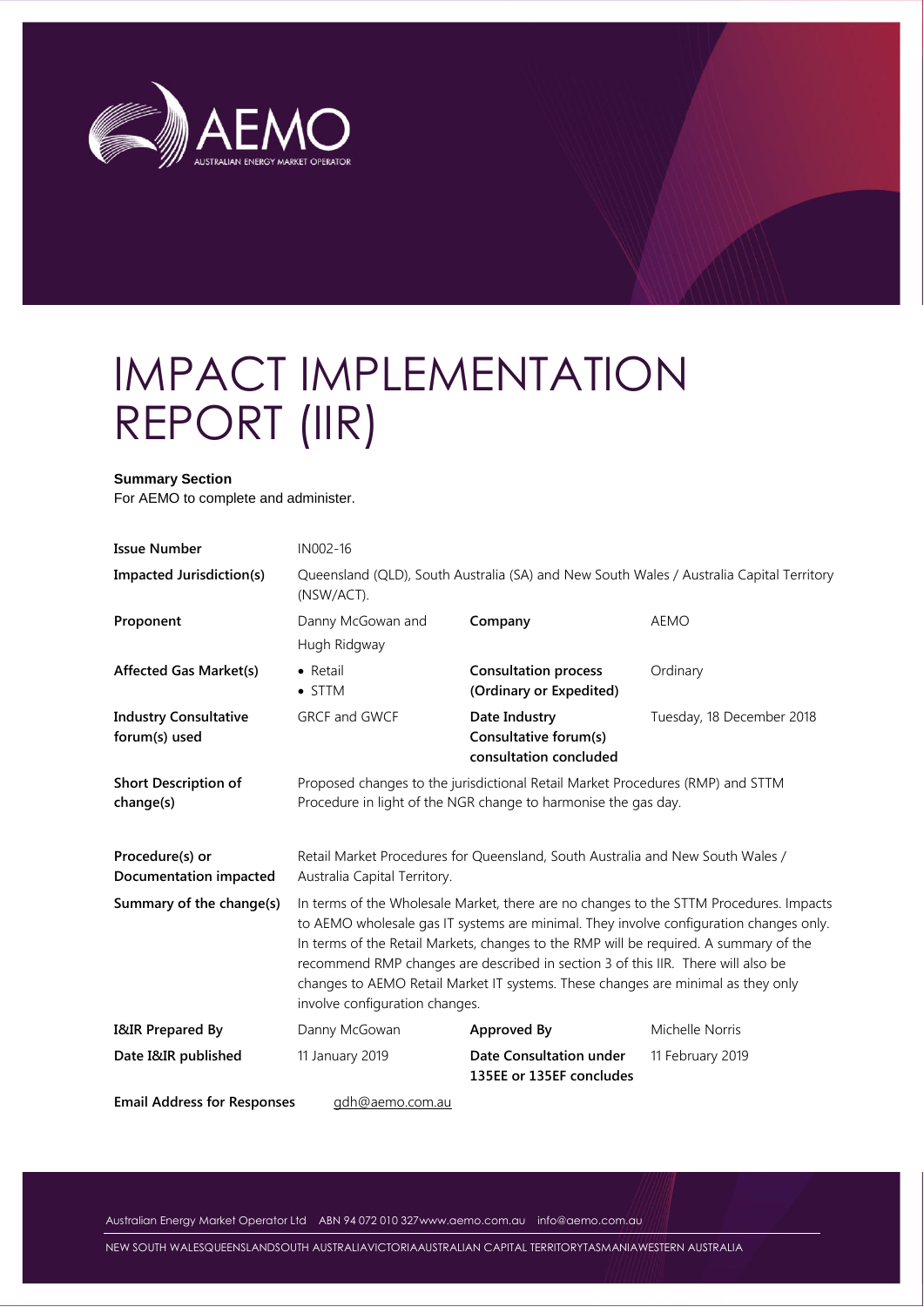# IMPACT IMPLEMENTATION REPORT (IIR)

**Summary Section**
For AEMO to complete and administer.

| | | | |
|---|---|---|---|
| **Issue Number** | IN002-16 | | |
| **Impacted Jurisdiction(s)** | Queensland (QLD), South Australia (SA) and New South Wales / Australia Capital Territory (NSW/ACT). | | |
| **Proponent** | Danny McGowan and Hugh Ridgway | **Company** | AEMO |
| **Affected Gas Market(s)** | • Retail<br>• STTM | **Consultation process (Ordinary or Expedited)** | Ordinary |
| **Industry Consultative forum(s) used** | GRCF and GWCF | **Date Industry Consultative forum(s) consultation concluded** | Tuesday, 18 December 2018 |
| **Short Description of change(s)** | Proposed changes to the jurisdictional Retail Market Procedures (RMP) and STTM Procedure in light of the NGR change to harmonise the gas day. | | |
| **Procedure(s) or Documentation impacted** | Retail Market Procedures for Queensland, South Australia and New South Wales / Australia Capital Territory. | | |
| **Summary of the change(s)** | In terms of the Wholesale Market, there are no changes to the STTM Procedures. Impacts to AEMO wholesale gas IT systems are minimal. They involve configuration changes only. In terms of the Retail Markets, changes to the RMP will be required. A summary of the recommend RMP changes are described in section 3 of this IIR. There will also be changes to AEMO Retail Market IT systems. These changes are minimal as they only involve configuration changes. | | |
| **I&IR Prepared By** | Danny McGowan | **Approved By** | Michelle Norris |
| **Date I&IR published** | 11 January 2019 | **Date Consultation under 135EE or 135EF concludes** | 11 February 2019 |
| **Email Address for Responses** | gdh@aemo.com.au | | |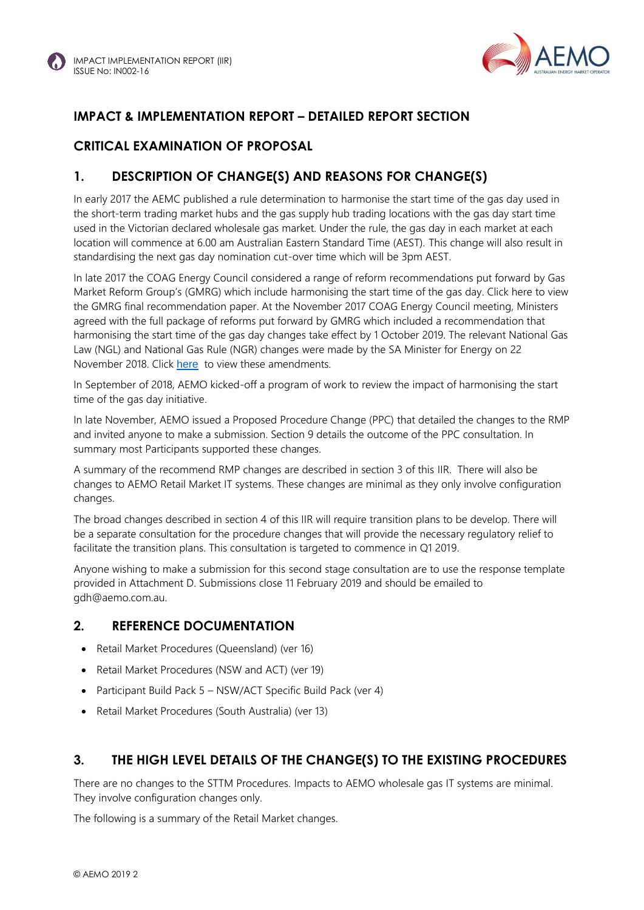## IMPACT & IMPLEMENTATION REPORT – DETAILED REPORT SECTION

## CRITICAL EXAMINATION OF PROPOSAL

## 1. DESCRIPTION OF CHANGE(S) AND REASONS FOR CHANGE(S)

In early 2017 the AEMC published a rule determination to harmonise the start time of the gas day used in the short-term trading market hubs and the gas supply hub trading locations with the gas day start time used in the Victorian declared wholesale gas market. Under the rule, the gas day in each market at each location will commence at 6.00 am Australian Eastern Standard Time (AEST). This change will also result in standardising the next gas day nomination cut-over time which will be 3pm AEST.

In late 2017 the COAG Energy Council considered a range of reform recommendations put forward by Gas Market Reform Group's (GMRG) which include harmonising the start time of the gas day. Click here to view the GMRG final recommendation paper. At the November 2017 COAG Energy Council meeting, Ministers agreed with the full package of reforms put forward by GMRG which included a recommendation that harmonising the start time of the gas day changes take effect by 1 October 2019. The relevant National Gas Law (NGL) and National Gas Rule (NGR) changes were made by the SA Minister for Energy on 22 November 2018. Click here to view these amendments.

In September of 2018, AEMO kicked-off a program of work to review the impact of harmonising the start time of the gas day initiative.

In late November, AEMO issued a Proposed Procedure Change (PPC) that detailed the changes to the RMP and invited anyone to make a submission. Section 9 details the outcome of the PPC consultation. In summary most Participants supported these changes.

A summary of the recommend RMP changes are described in section 3 of this IIR. There will also be changes to AEMO Retail Market IT systems. These changes are minimal as they only involve configuration changes.

The broad changes described in section 4 of this IIR will require transition plans to be develop. There will be a separate consultation for the procedure changes that will provide the necessary regulatory relief to facilitate the transition plans. This consultation is targeted to commence in Q1 2019.

Anyone wishing to make a submission for this second stage consultation are to use the response template provided in Attachment D. Submissions close 11 February 2019 and should be emailed to gdh@aemo.com.au.

## 2. REFERENCE DOCUMENTATION

- Retail Market Procedures (Queensland) (ver 16)
- Retail Market Procedures (NSW and ACT) (ver 19)
- Participant Build Pack 5 – NSW/ACT Specific Build Pack (ver 4)
- Retail Market Procedures (South Australia) (ver 13)

## 3. THE HIGH LEVEL DETAILS OF THE CHANGE(S) TO THE EXISTING PROCEDURES

There are no changes to the STTM Procedures. Impacts to AEMO wholesale gas IT systems are minimal. They involve configuration changes only.

The following is a summary of the Retail Market changes.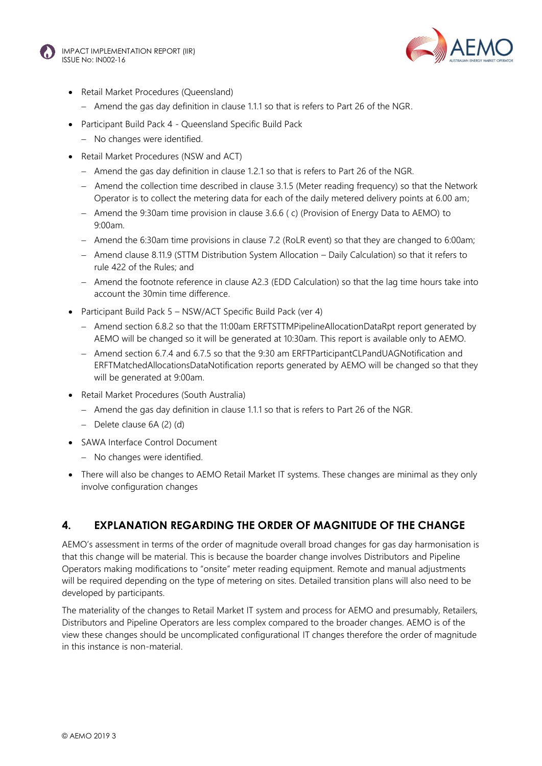- Retail Market Procedures (Queensland)
  - Amend the gas day definition in clause 1.1.1 so that is refers to Part 26 of the NGR.
- Participant Build Pack 4 - Queensland Specific Build Pack
  - No changes were identified.
- Retail Market Procedures (NSW and ACT)
  - Amend the gas day definition in clause 1.2.1 so that is refers to Part 26 of the NGR.
  - Amend the collection time described in clause 3.1.5 (Meter reading frequency) so that the Network Operator is to collect the metering data for each of the daily metered delivery points at 6.00 am;
  - Amend the 9:30am time provision in clause 3.6.6 ( c) (Provision of Energy Data to AEMO) to 9:00am.
  - Amend the 6:30am time provisions in clause 7.2 (RoLR event) so that they are changed to 6:00am;
  - Amend clause 8.11.9 (STTM Distribution System Allocation – Daily Calculation) so that it refers to rule 422 of the Rules; and
  - Amend the footnote reference in clause A2.3 (EDD Calculation) so that the lag time hours take into account the 30min time difference.
- Participant Build Pack 5 – NSW/ACT Specific Build Pack (ver 4)
  - Amend section 6.8.2 so that the 11:00am ERFTSTTMPipelineAllocationDataRpt report generated by AEMO will be changed so it will be generated at 10:30am. This report is available only to AEMO.
  - Amend section 6.7.4 and 6.7.5 so that the 9:30 am ERFTParticipantCLPandUAGNotification and ERFTMatchedAllocationsDataNotification reports generated by AEMO will be changed so that they will be generated at 9:00am.
- Retail Market Procedures (South Australia)
  - Amend the gas day definition in clause 1.1.1 so that is refers to Part 26 of the NGR.
  - Delete clause 6A (2) (d)
- SAWA Interface Control Document
  - No changes were identified.
- There will also be changes to AEMO Retail Market IT systems. These changes are minimal as they only involve configuration changes

## 4. EXPLANATION REGARDING THE ORDER OF MAGNITUDE OF THE CHANGE

AEMO's assessment in terms of the order of magnitude overall broad changes for gas day harmonisation is that this change will be material. This is because the boarder change involves Distributors and Pipeline Operators making modifications to "onsite" meter reading equipment. Remote and manual adjustments will be required depending on the type of metering on sites. Detailed transition plans will also need to be developed by participants.

The materiality of the changes to Retail Market IT system and process for AEMO and presumably, Retailers, Distributors and Pipeline Operators are less complex compared to the broader changes. AEMO is of the view these changes should be uncomplicated configurational IT changes therefore the order of magnitude in this instance is non-material.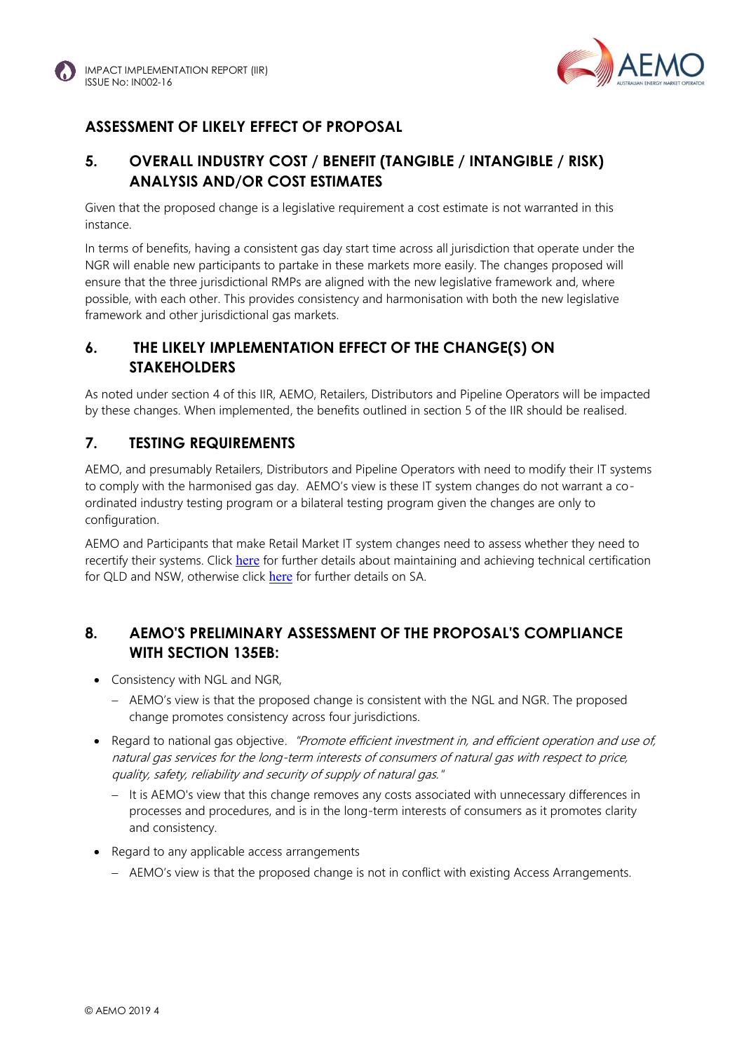## ASSESSMENT OF LIKELY EFFECT OF PROPOSAL

## 5. OVERALL INDUSTRY COST / BENEFIT (TANGIBLE / INTANGIBLE / RISK) ANALYSIS AND/OR COST ESTIMATES

Given that the proposed change is a legislative requirement a cost estimate is not warranted in this instance.

In terms of benefits, having a consistent gas day start time across all jurisdiction that operate under the NGR will enable new participants to partake in these markets more easily. The changes proposed will ensure that the three jurisdictional RMPs are aligned with the new legislative framework and, where possible, with each other. This provides consistency and harmonisation with both the new legislative framework and other jurisdictional gas markets.

## 6. THE LIKELY IMPLEMENTATION EFFECT OF THE CHANGE(S) ON STAKEHOLDERS

As noted under section 4 of this IIR, AEMO, Retailers, Distributors and Pipeline Operators will be impacted by these changes. When implemented, the benefits outlined in section 5 of the IIR should be realised.

## 7. TESTING REQUIREMENTS

AEMO, and presumably Retailers, Distributors and Pipeline Operators with need to modify their IT systems to comply with the harmonised gas day. AEMO's view is these IT system changes do not warrant a co-ordinated industry testing program or a bilateral testing program given the changes are only to configuration.

AEMO and Participants that make Retail Market IT system changes need to assess whether they need to recertify their systems. Click here for further details about maintaining and achieving technical certification for QLD and NSW, otherwise click here for further details on SA.

## 8. AEMO'S PRELIMINARY ASSESSMENT OF THE PROPOSAL'S COMPLIANCE WITH SECTION 135EB:

- Consistency with NGL and NGR,
  - AEMO's view is that the proposed change is consistent with the NGL and NGR. The proposed change promotes consistency across four jurisdictions.
- Regard to national gas objective. *"Promote efficient investment in, and efficient operation and use of, natural gas services for the long-term interests of consumers of natural gas with respect to price, quality, safety, reliability and security of supply of natural gas."*
  - It is AEMO's view that this change removes any costs associated with unnecessary differences in processes and procedures, and is in the long-term interests of consumers as it promotes clarity and consistency.
- Regard to any applicable access arrangements
  - AEMO's view is that the proposed change is not in conflict with existing Access Arrangements.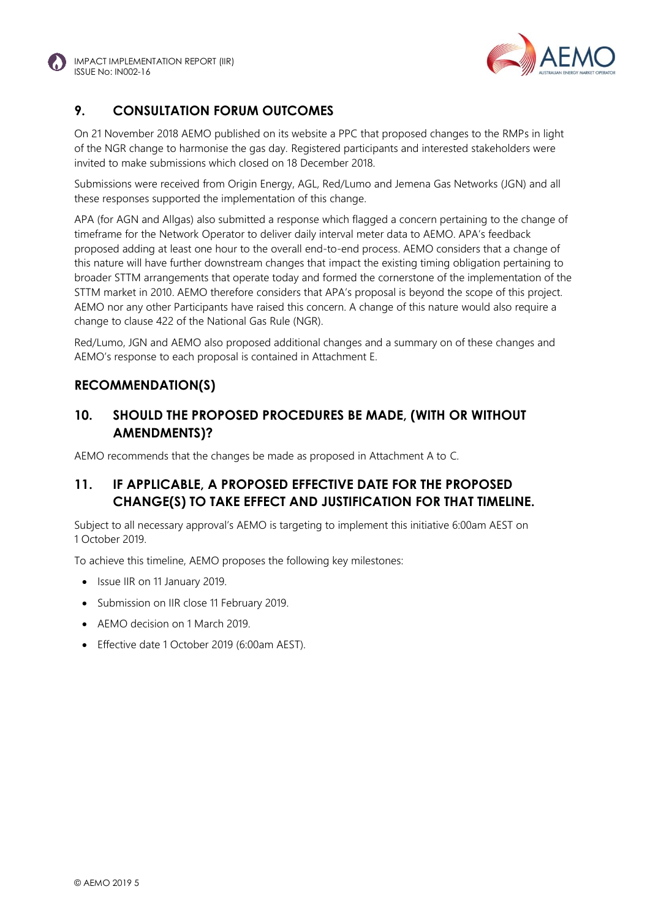## 9. CONSULTATION FORUM OUTCOMES

On 21 November 2018 AEMO published on its website a PPC that proposed changes to the RMPs in light of the NGR change to harmonise the gas day. Registered participants and interested stakeholders were invited to make submissions which closed on 18 December 2018.

Submissions were received from Origin Energy, AGL, Red/Lumo and Jemena Gas Networks (JGN) and all these responses supported the implementation of this change.

APA (for AGN and Allgas) also submitted a response which flagged a concern pertaining to the change of timeframe for the Network Operator to deliver daily interval meter data to AEMO. APA's feedback proposed adding at least one hour to the overall end-to-end process. AEMO considers that a change of this nature will have further downstream changes that impact the existing timing obligation pertaining to broader STTM arrangements that operate today and formed the cornerstone of the implementation of the STTM market in 2010. AEMO therefore considers that APA's proposal is beyond the scope of this project. AEMO nor any other Participants have raised this concern. A change of this nature would also require a change to clause 422 of the National Gas Rule (NGR).

Red/Lumo, JGN and AEMO also proposed additional changes and a summary on of these changes and AEMO's response to each proposal is contained in Attachment E.

## RECOMMENDATION(S)

## 10. SHOULD THE PROPOSED PROCEDURES BE MADE, (WITH OR WITHOUT AMENDMENTS)?

AEMO recommends that the changes be made as proposed in Attachment A to C.

## 11. IF APPLICABLE, A PROPOSED EFFECTIVE DATE FOR THE PROPOSED CHANGE(S) TO TAKE EFFECT AND JUSTIFICATION FOR THAT TIMELINE.

Subject to all necessary approval's AEMO is targeting to implement this initiative 6:00am AEST on 1 October 2019.

To achieve this timeline, AEMO proposes the following key milestones:

- Issue IIR on 11 January 2019.
- Submission on IIR close 11 February 2019.
- AEMO decision on 1 March 2019.
- Effective date 1 October 2019 (6:00am AEST).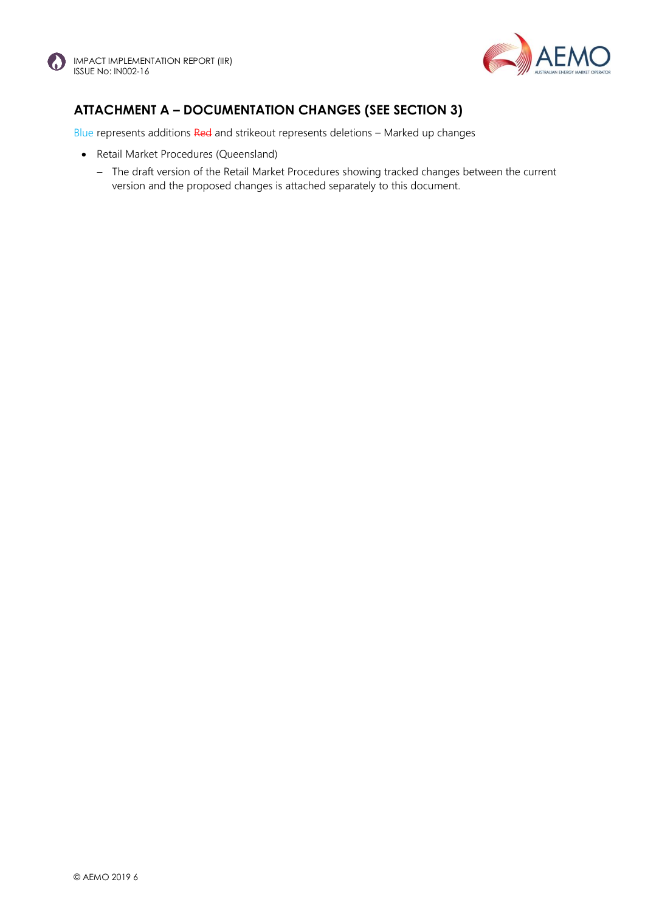## ATTACHMENT A – DOCUMENTATION CHANGES (SEE SECTION 3)

Blue represents additions ~~Red~~ and strikeout represents deletions – Marked up changes

- Retail Market Procedures (Queensland)
  - The draft version of the Retail Market Procedures showing tracked changes between the current version and the proposed changes is attached separately to this document.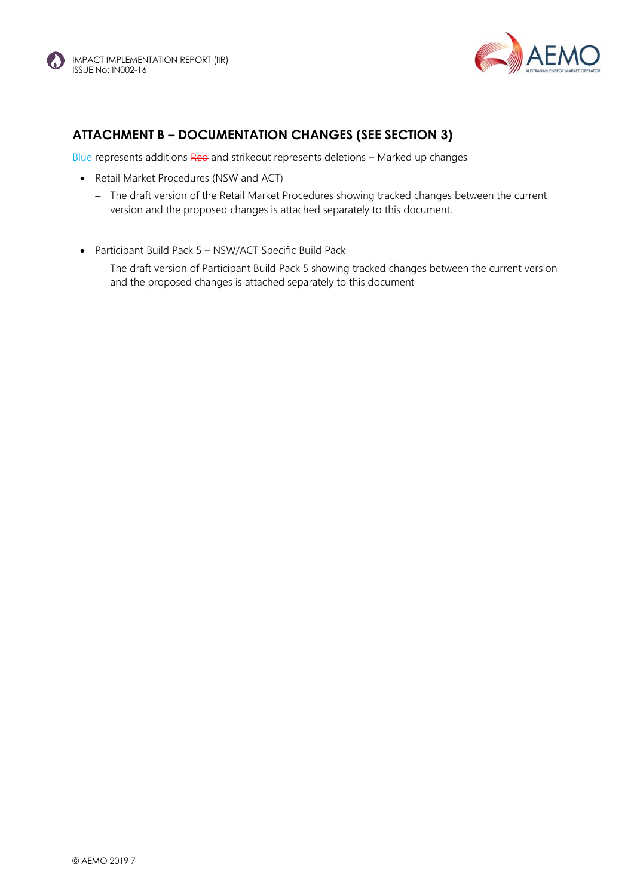## ATTACHMENT B – DOCUMENTATION CHANGES (SEE SECTION 3)

Blue represents additions ~~Red~~ and strikeout represents deletions – Marked up changes

- Retail Market Procedures (NSW and ACT)
  - The draft version of the Retail Market Procedures showing tracked changes between the current version and the proposed changes is attached separately to this document.

- Participant Build Pack 5 – NSW/ACT Specific Build Pack
  - The draft version of Participant Build Pack 5 showing tracked changes between the current version and the proposed changes is attached separately to this document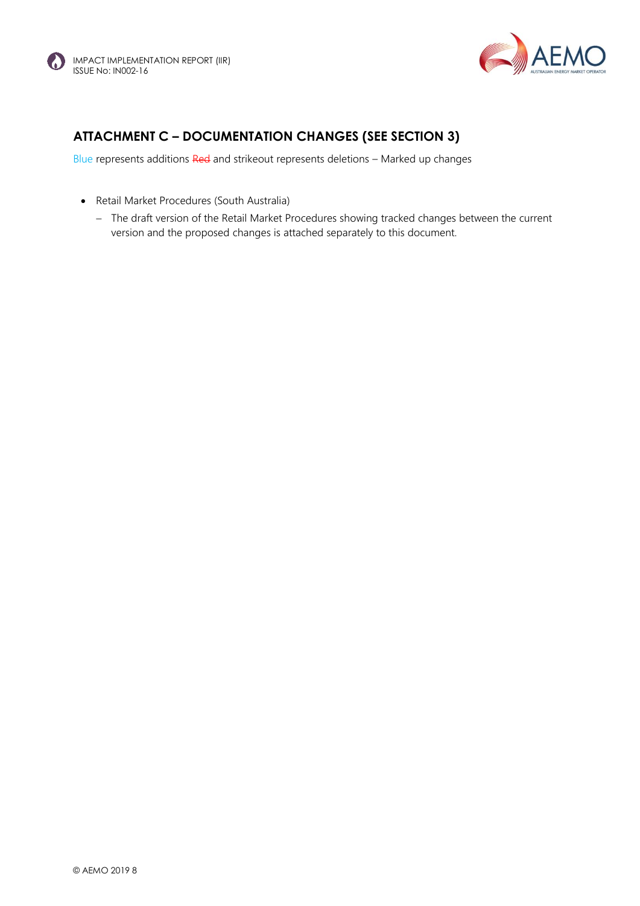## ATTACHMENT C – DOCUMENTATION CHANGES (SEE SECTION 3)

Blue represents additions ~~Red~~ and strikeout represents deletions – Marked up changes

- Retail Market Procedures (South Australia)
  - The draft version of the Retail Market Procedures showing tracked changes between the current version and the proposed changes is attached separately to this document.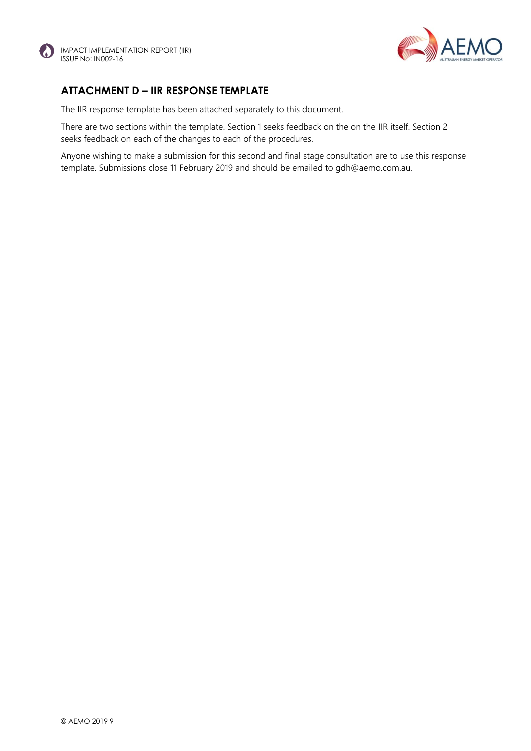## ATTACHMENT D – IIR RESPONSE TEMPLATE

The IIR response template has been attached separately to this document.

There are two sections within the template. Section 1 seeks feedback on the on the IIR itself. Section 2 seeks feedback on each of the changes to each of the procedures.

Anyone wishing to make a submission for this second and final stage consultation are to use this response template. Submissions close 11 February 2019 and should be emailed to gdh@aemo.com.au.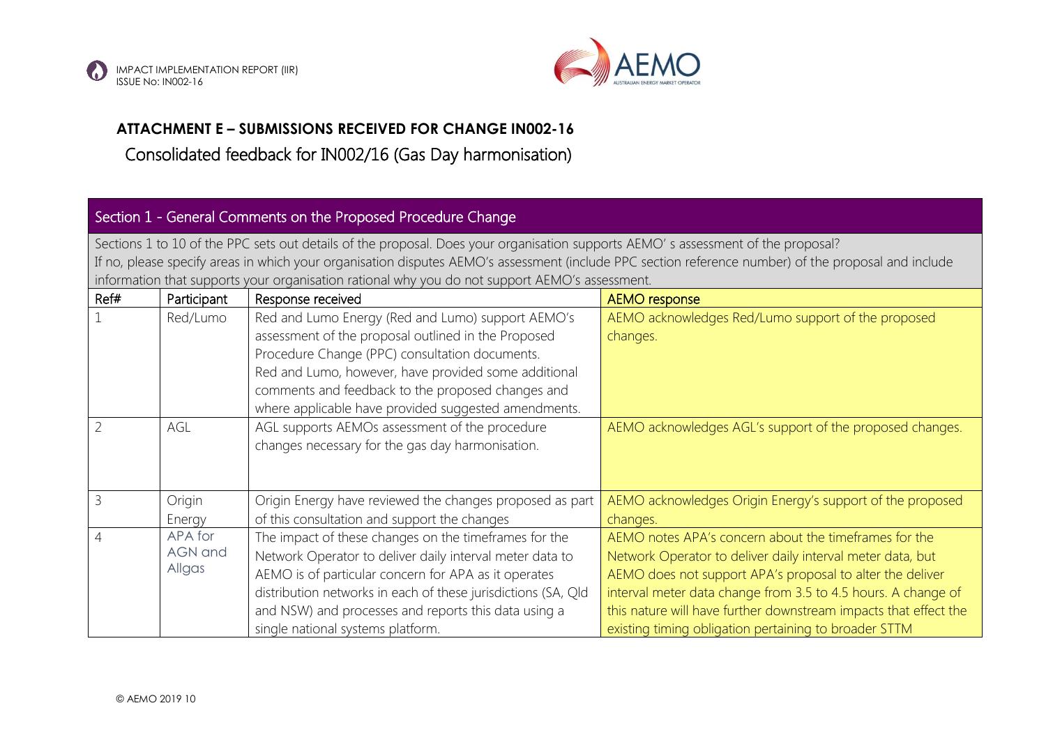### ATTACHMENT E – SUBMISSIONS RECEIVED FOR CHANGE IN002-16

Consolidated feedback for IN002/16 (Gas Day harmonisation)

| Section 1 - General Comments on the Proposed Procedure Change | | | |
|---|---|---|---|
| Sections 1 to 10 of the PPC sets out details of the proposal. Does your organisation supports AEMO' s assessment of the proposal? If no, please specify areas in which your organisation disputes AEMO's assessment (include PPC section reference number) of the proposal and include information that supports your organisation rational why you do not support AEMO's assessment. | | | |
| **Ref#** | **Participant** | **Response received** | **AEMO response** |
| 1 | Red/Lumo | Red and Lumo Energy (Red and Lumo) support AEMO's assessment of the proposal outlined in the Proposed Procedure Change (PPC) consultation documents.<br>Red and Lumo, however, have provided some additional comments and feedback to the proposed changes and where applicable have provided suggested amendments. | AEMO acknowledges Red/Lumo support of the proposed changes. |
| 2 | AGL | AGL supports AEMOs assessment of the procedure changes necessary for the gas day harmonisation. | AEMO acknowledges AGL's support of the proposed changes. |
| 3 | Origin Energy | Origin Energy have reviewed the changes proposed as part of this consultation and support the changes | AEMO acknowledges Origin Energy's support of the proposed changes. |
| 4 | APA for AGN and Allgas | The impact of these changes on the timeframes for the Network Operator to deliver daily interval meter data to AEMO is of particular concern for APA as it operates distribution networks in each of these jurisdictions (SA, Qld and NSW) and processes and reports this data using a single national systems platform. | AEMO notes APA's concern about the timeframes for the Network Operator to deliver daily interval meter data, but AEMO does not support APA's proposal to alter the deliver interval meter data change from 3.5 to 4.5 hours. A change of this nature will have further downstream impacts that effect the existing timing obligation pertaining to broader STTM |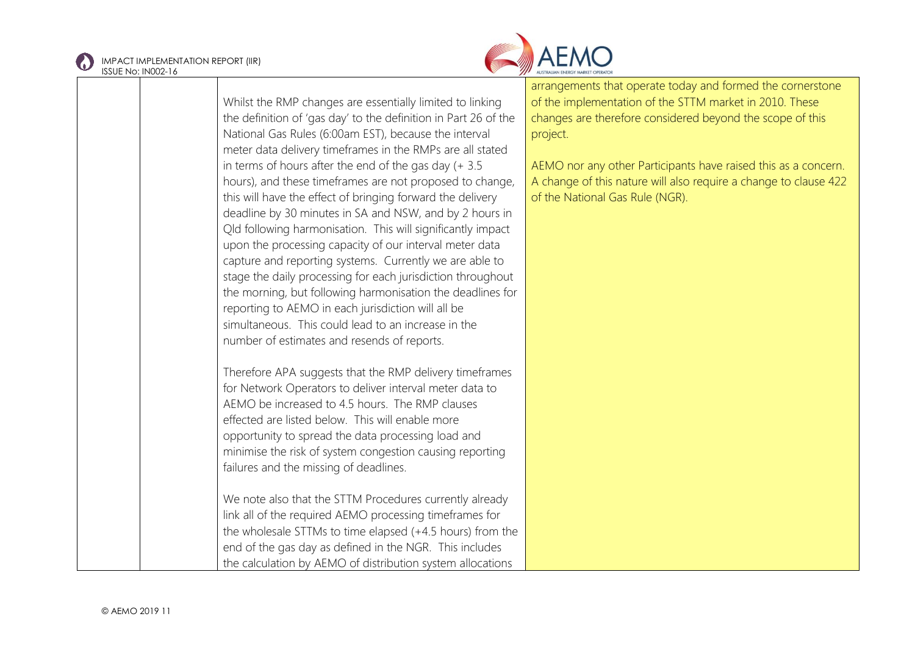|  |  |  |  |
|---|---|---|---|
|  |  | Whilst the RMP changes are essentially limited to linking the definition of 'gas day' to the definition in Part 26 of the National Gas Rules (6:00am EST), because the interval meter data delivery timeframes in the RMPs are all stated in terms of hours after the end of the gas day (+ 3.5 hours), and these timeframes are not proposed to change, this will have the effect of bringing forward the delivery deadline by 30 minutes in SA and NSW, and by 2 hours in Qld following harmonisation. This will significantly impact upon the processing capacity of our interval meter data capture and reporting systems. Currently we are able to stage the daily processing for each jurisdiction throughout the morning, but following harmonisation the deadlines for reporting to AEMO in each jurisdiction will all be simultaneous. This could lead to an increase in the number of estimates and resends of reports.<br><br>Therefore APA suggests that the RMP delivery timeframes for Network Operators to deliver interval meter data to AEMO be increased to 4.5 hours. The RMP clauses effected are listed below. This will enable more opportunity to spread the data processing load and minimise the risk of system congestion causing reporting failures and the missing of deadlines.<br><br>We note also that the STTM Procedures currently already link all of the required AEMO processing timeframes for the wholesale STTMs to time elapsed (+4.5 hours) from the end of the gas day as defined in the NGR. This includes the calculation by AEMO of distribution system allocations | arrangements that operate today and formed the cornerstone of the implementation of the STTM market in 2010. These changes are therefore considered beyond the scope of this project.<br><br>AEMO nor any other Participants have raised this as a concern. A change of this nature will also require a change to clause 422 of the National Gas Rule (NGR). |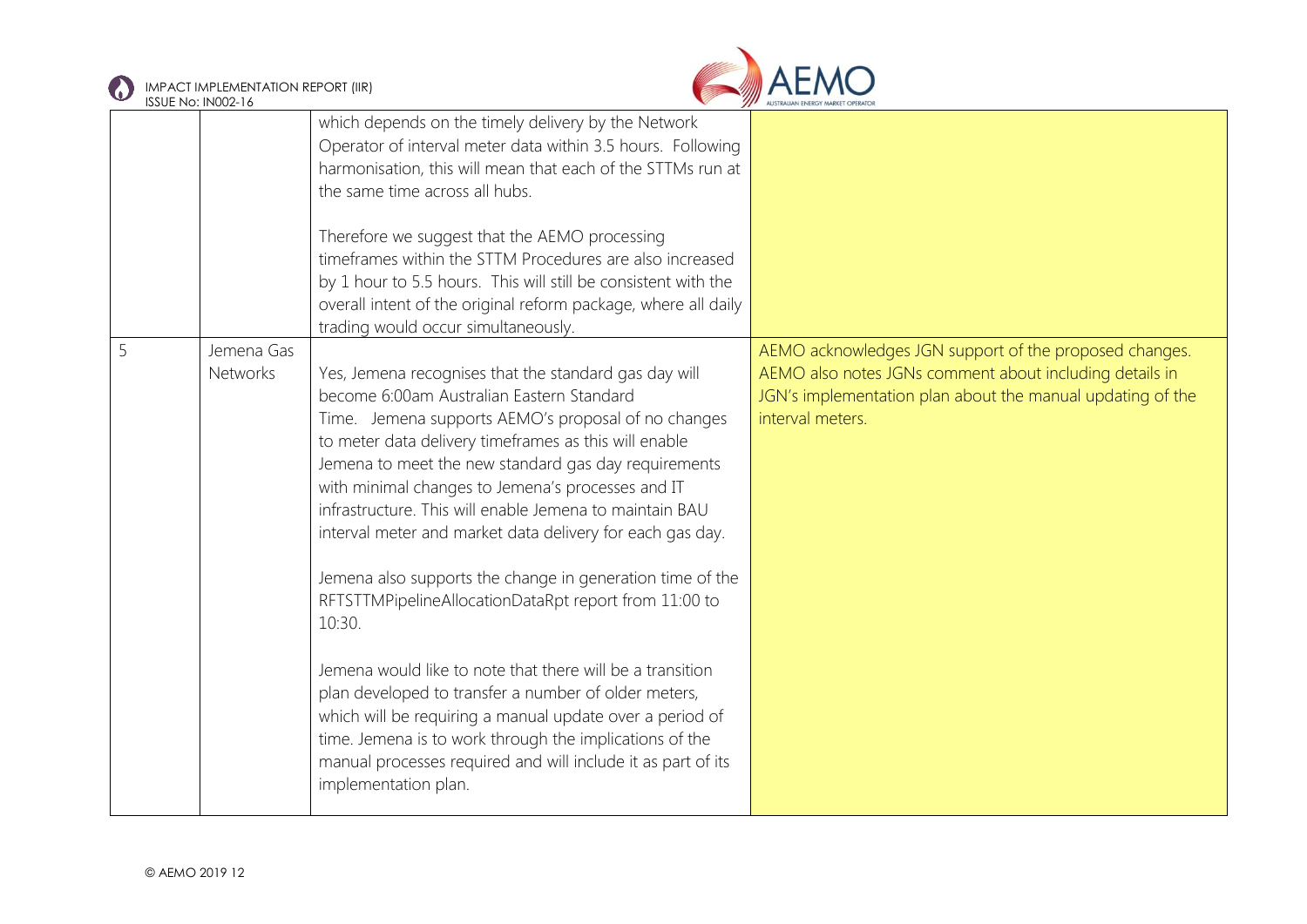|  |  |  |  |
|---|---|---|---|
|  |  | which depends on the timely delivery by the Network Operator of interval meter data within 3.5 hours. Following harmonisation, this will mean that each of the STTMs run at the same time across all hubs.<br><br>Therefore we suggest that the AEMO processing timeframes within the STTM Procedures are also increased by 1 hour to 5.5 hours. This will still be consistent with the overall intent of the original reform package, where all daily trading would occur simultaneously. |  |
| 5 | Jemena Gas Networks | Yes, Jemena recognises that the standard gas day will become 6:00am Australian Eastern Standard Time. Jemena supports AEMO's proposal of no changes to meter data delivery timeframes as this will enable Jemena to meet the new standard gas day requirements with minimal changes to Jemena's processes and IT infrastructure. This will enable Jemena to maintain BAU interval meter and market data delivery for each gas day.<br><br>Jemena also supports the change in generation time of the RFTSTTMPipelineAllocationDataRpt report from 11:00 to 10:30.<br><br>Jemena would like to note that there will be a transition plan developed to transfer a number of older meters, which will be requiring a manual update over a period of time. Jemena is to work through the implications of the manual processes required and will include it as part of its implementation plan. | AEMO acknowledges JGN support of the proposed changes. AEMO also notes JGNs comment about including details in JGN's implementation plan about the manual updating of the interval meters. |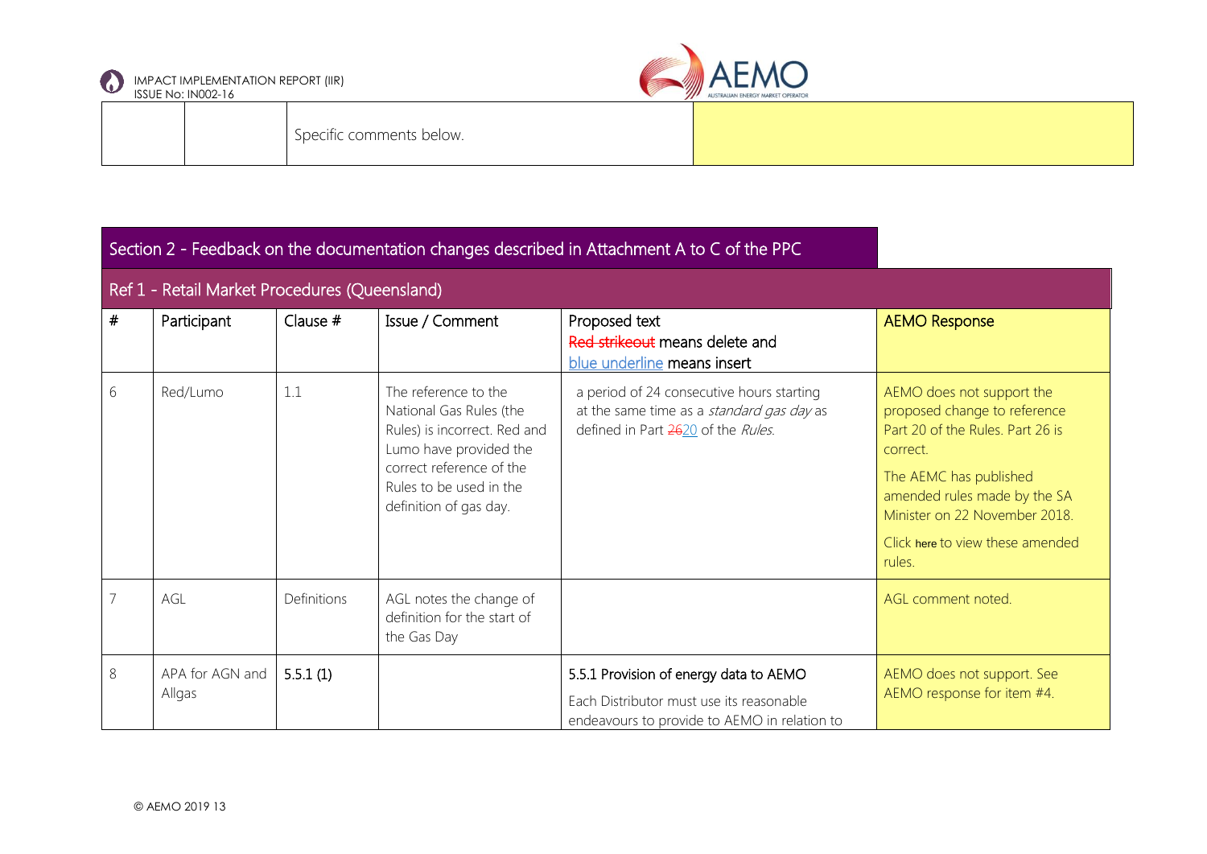| | | Specific comments below. | |
|---|---|---|---|

## Section 2 - Feedback on the documentation changes described in Attachment A to C of the PPC

### Ref 1 - Retail Market Procedures (Queensland)

| # | Participant | Clause # | Issue / Comment | Proposed text<br>~~Red strikeout~~ means delete and<br><u>blue underline</u> means insert | AEMO Response |
|---|---|---|---|---|---|
| 6 | Red/Lumo | 1.1 | The reference to the National Gas Rules (the Rules) is incorrect. Red and Lumo have provided the correct reference of the Rules to be used in the definition of gas day. | a period of 24 consecutive hours starting at the same time as a *standard gas day* as defined in Part ~~26~~<u>20</u> of the *Rules*. | AEMO does not support the proposed change to reference Part 20 of the Rules. Part 26 is correct.<br>The AEMC has published amended rules made by the SA Minister on 22 November 2018.<br>Click here to view these amended rules. |
| 7 | AGL | Definitions | AGL notes the change of definition for the start of the Gas Day | | AGL comment noted. |
| 8 | APA for AGN and Allgas | 5.5.1 (1) | | 5.5.1 Provision of energy data to AEMO<br>Each Distributor must use its reasonable endeavours to provide to AEMO in relation to | AEMO does not support. See AEMO response for item #4. |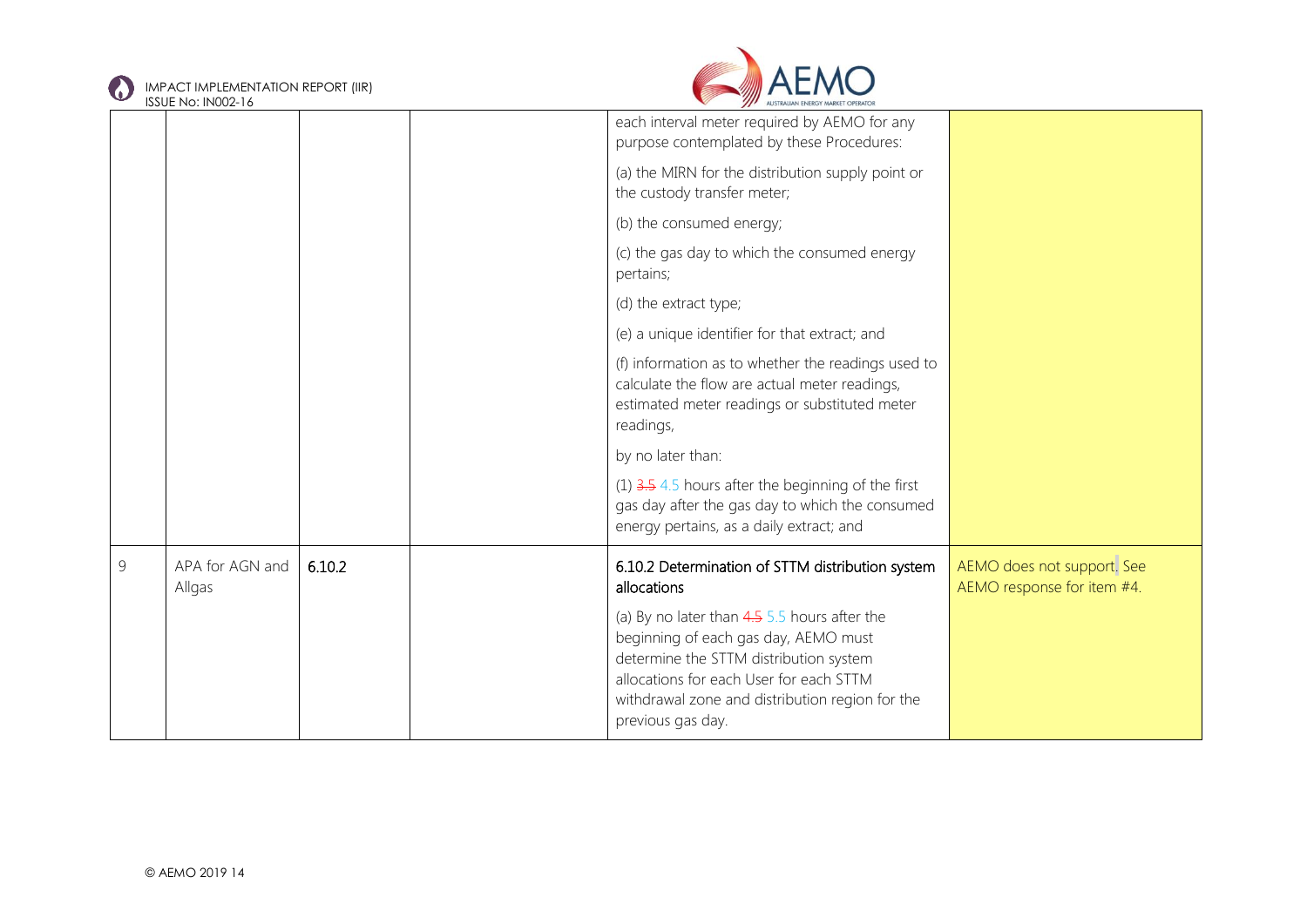| | | | | | |
|---|---|---|---|---|---|
| | | | | each interval meter required by AEMO for any purpose contemplated by these Procedures:<br><br>(a) the MIRN for the distribution supply point or the custody transfer meter;<br><br>(b) the consumed energy;<br><br>(c) the gas day to which the consumed energy pertains;<br><br>(d) the extract type;<br><br>(e) a unique identifier for that extract; and<br><br>(f) information as to whether the readings used to calculate the flow are actual meter readings, estimated meter readings or substituted meter readings,<br><br>by no later than:<br><br>(1) ~~3.5~~ 4.5 hours after the beginning of the first gas day after the gas day to which the consumed energy pertains, as a daily extract; and | |
| 9 | APA for AGN and Allgas | 6.10.2 | | **6.10.2 Determination of STTM distribution system allocations**<br><br>(a) By no later than ~~4.5~~ 5.5 hours after the beginning of each gas day, AEMO must determine the STTM distribution system allocations for each User for each STTM withdrawal zone and distribution region for the previous gas day. | AEMO does not support. See AEMO response for item #4. |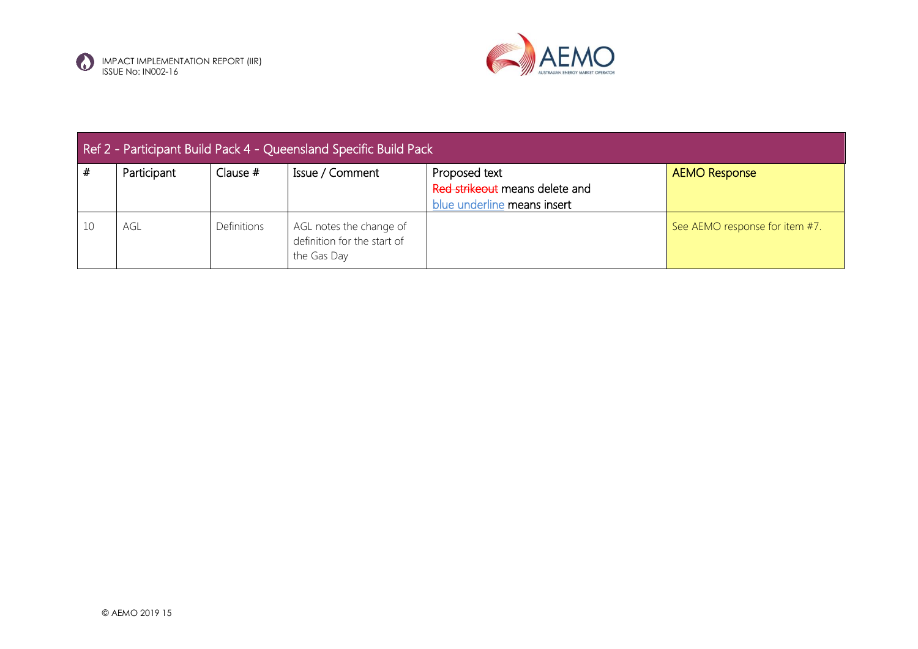| Ref 2 - Participant Build Pack 4 - Queensland Specific Build Pack | | | | | |
|---|---|---|---|---|---|
| # | Participant | Clause # | Issue / Comment | Proposed text<br>~~Red strikeout~~ means delete and<br><u>blue underline</u> means insert | AEMO Response |
| 10 | AGL | Definitions | AGL notes the change of definition for the start of the Gas Day | | See AEMO response for item #7. |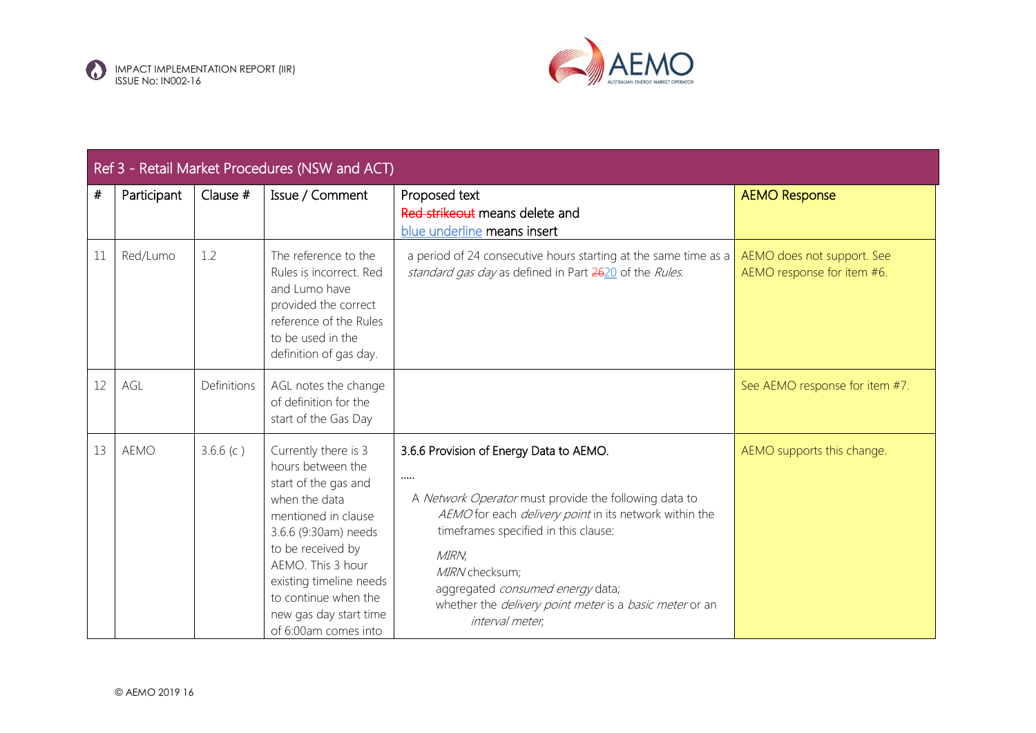| Ref 3 - Retail Market Procedures (NSW and ACT) | | | | | |
|---|---|---|---|---|---|
| # | Participant | Clause # | Issue / Comment | Proposed text<br>~~Red strikeout~~ means delete and<br><u>blue underline</u> means insert | AEMO Response |
| 11 | Red/Lumo | 1.2 | The reference to the Rules is incorrect. Red and Lumo have provided the correct reference of the Rules to be used in the definition of gas day. | a period of 24 consecutive hours starting at the same time as a *standard gas day* as defined in Part ~~26~~<u>20</u> of the *Rules*. | AEMO does not support. See AEMO response for item #6. |
| 12 | AGL | Definitions | AGL notes the change of definition for the start of the Gas Day | | See AEMO response for item #7. |
| 13 | AEMO | 3.6.6 (c ) | Currently there is 3 hours between the start of the gas and when the data mentioned in clause 3.6.6 (9:30am) needs to be received by AEMO. This 3 hour existing timeline needs to continue when the new gas day start time of 6:00am comes into | 3.6.6 Provision of Energy Data to AEMO.<br>.....<br>A *Network Operator* must provide the following data to *AEMO* for each *delivery point* in its network within the timeframes specified in this clause:<br>*MIRN*;<br>*MIRN* checksum;<br>aggregated *consumed energy* data;<br>whether the *delivery point meter* is a *basic meter* or an *interval meter*, | AEMO supports this change. |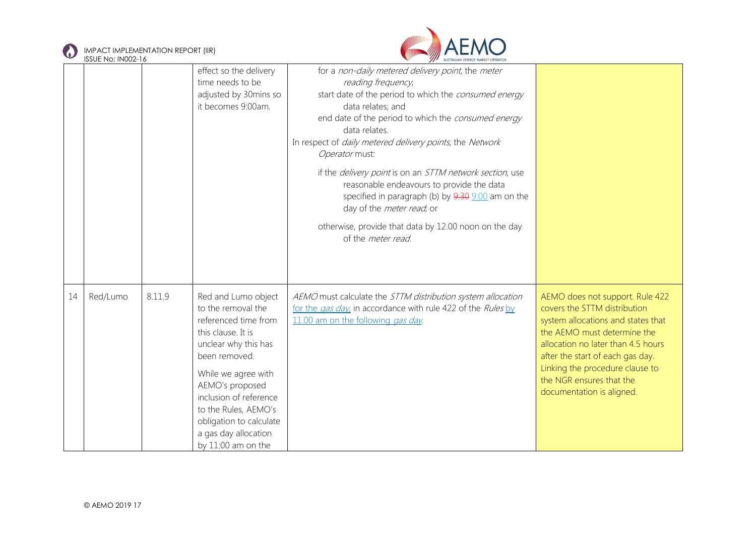| | | | | | |
|---|---|---|---|---|---|
| | | | effect so the delivery time needs to be adjusted by 30mins so it becomes 9:00am. | for a *non-daily metered delivery point*, the *meter reading frequency*;<br>start date of the period to which the *consumed energy* data relates; and<br>end date of the period to which the *consumed energy* data relates.<br>In respect of *daily metered delivery points*, the *Network Operator* must:<br>if the *delivery point* is on an *STTM network section*, use reasonable endeavours to provide the data specified in paragraph (b) by ~~9:30~~ 9:00 am on the day of the *meter read*; or<br>otherwise, provide that data by 12.00 noon on the day of the *meter read*. | |
| 14 | Red/Lumo | 8.11.9 | Red and Lumo object to the removal the referenced time from this clause. It is unclear why this has been removed.<br><br>While we agree with AEMO's proposed inclusion of reference to the Rules, AEMO's obligation to calculate a gas day allocation by 11:00 am on the | *AEMO* must calculate the *STTM distribution system allocation* for the *gas day*, in accordance with rule 422 of the *Rules* by 11.00 am on the following *gas day*. | AEMO does not support. Rule 422 covers the STTM distribution system allocations and states that the AEMO must determine the allocation no later than 4.5 hours after the start of each gas day. Linking the procedure clause to the NGR ensures that the documentation is aligned. |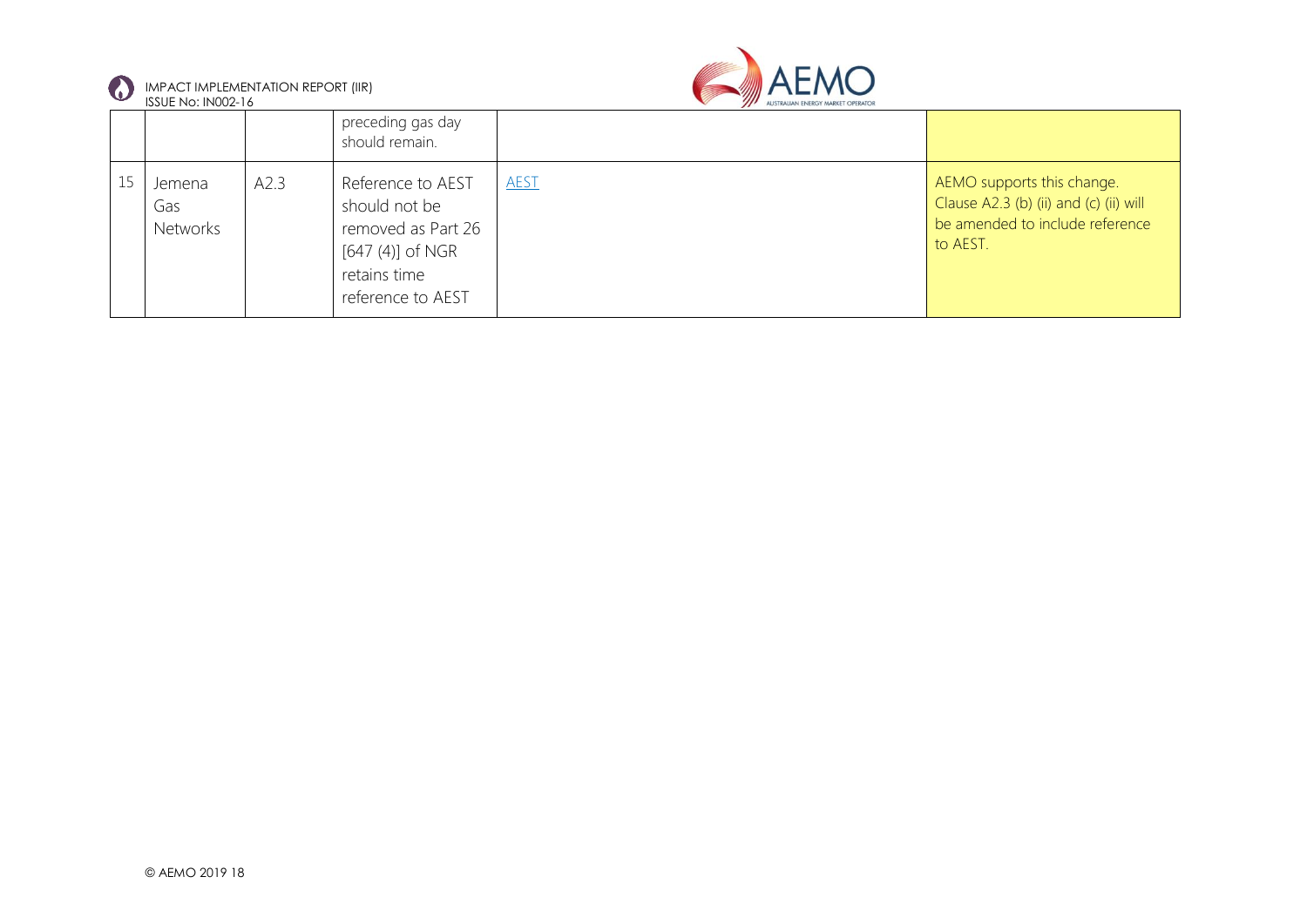|  |  |  | preceding gas day should remain. |  |  |
|---|---|---|---|---|---|
| 15 | Jemena Gas Networks | A2.3 | Reference to AEST should not be removed as Part 26 [647 (4)] of NGR retains time reference to AEST | AEST | AEMO supports this change. Clause A2.3 (b) (ii) and (c) (ii) will be amended to include reference to AEST. |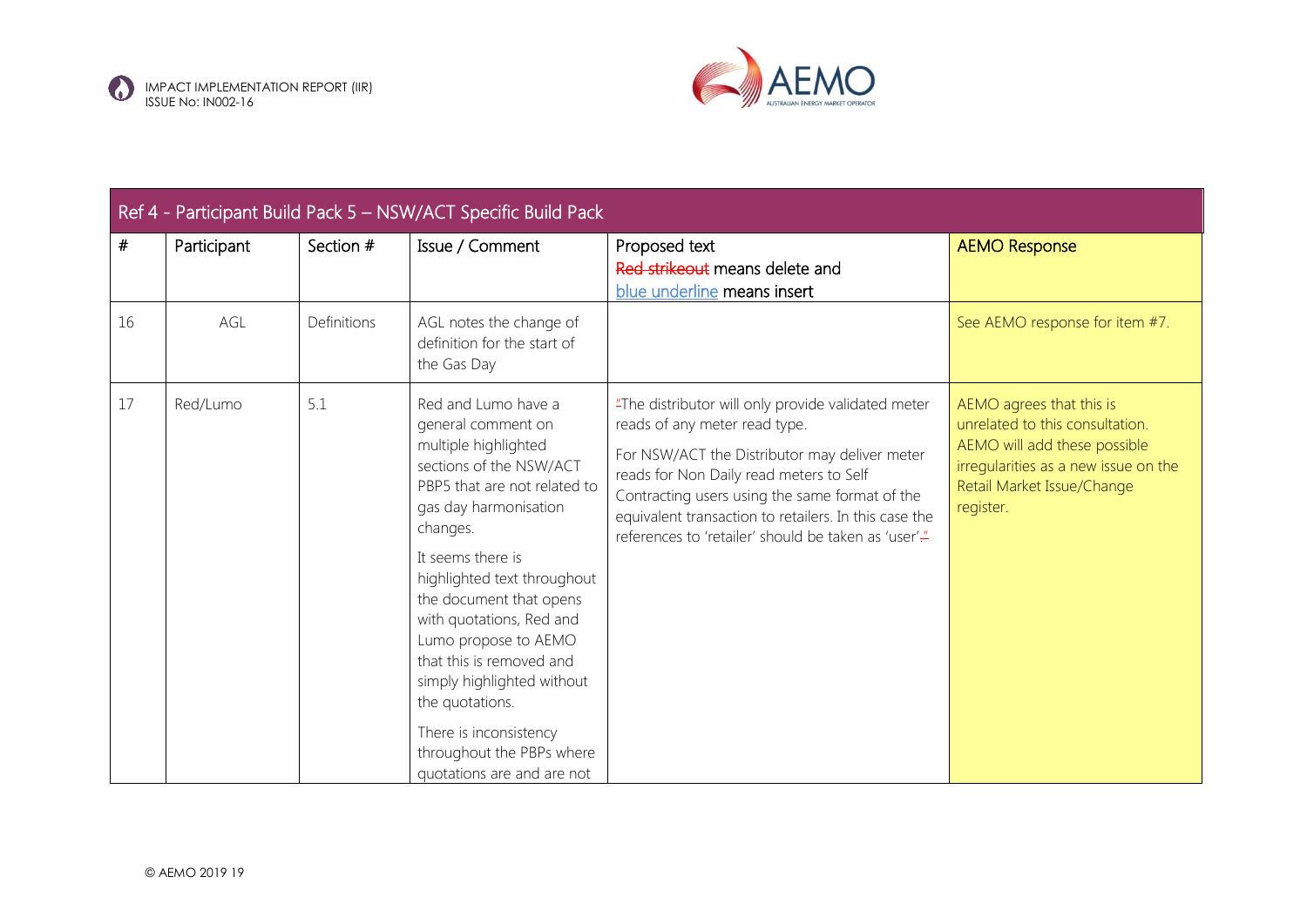| Ref 4 - Participant Build Pack 5 – NSW/ACT Specific Build Pack | | | | | |
|---|---|---|---|---|---|
| # | Participant | Section # | Issue / Comment | Proposed text<br>~~Red strikeout~~ means delete and<br><u>blue underline</u> means insert | AEMO Response |
| 16 | AGL | Definitions | AGL notes the change of definition for the start of the Gas Day | | See AEMO response for item #7. |
| 17 | Red/Lumo | 5.1 | Red and Lumo have a general comment on multiple highlighted sections of the NSW/ACT PBP5 that are not related to gas day harmonisation changes.<br><br>It seems there is highlighted text throughout the document that opens with quotations, Red and Lumo propose to AEMO that this is removed and simply highlighted without the quotations.<br><br>There is inconsistency throughout the PBPs where quotations are and are not | ~~"~~The distributor will only provide validated meter reads of any meter read type.<br><br>For NSW/ACT the Distributor may deliver meter reads for Non Daily read meters to Self Contracting users using the same format of the equivalent transaction to retailers. In this case the references to 'retailer' should be taken as 'user'.~~"~~ | AEMO agrees that this is unrelated to this consultation. AEMO will add these possible irregularities as a new issue on the Retail Market Issue/Change register. |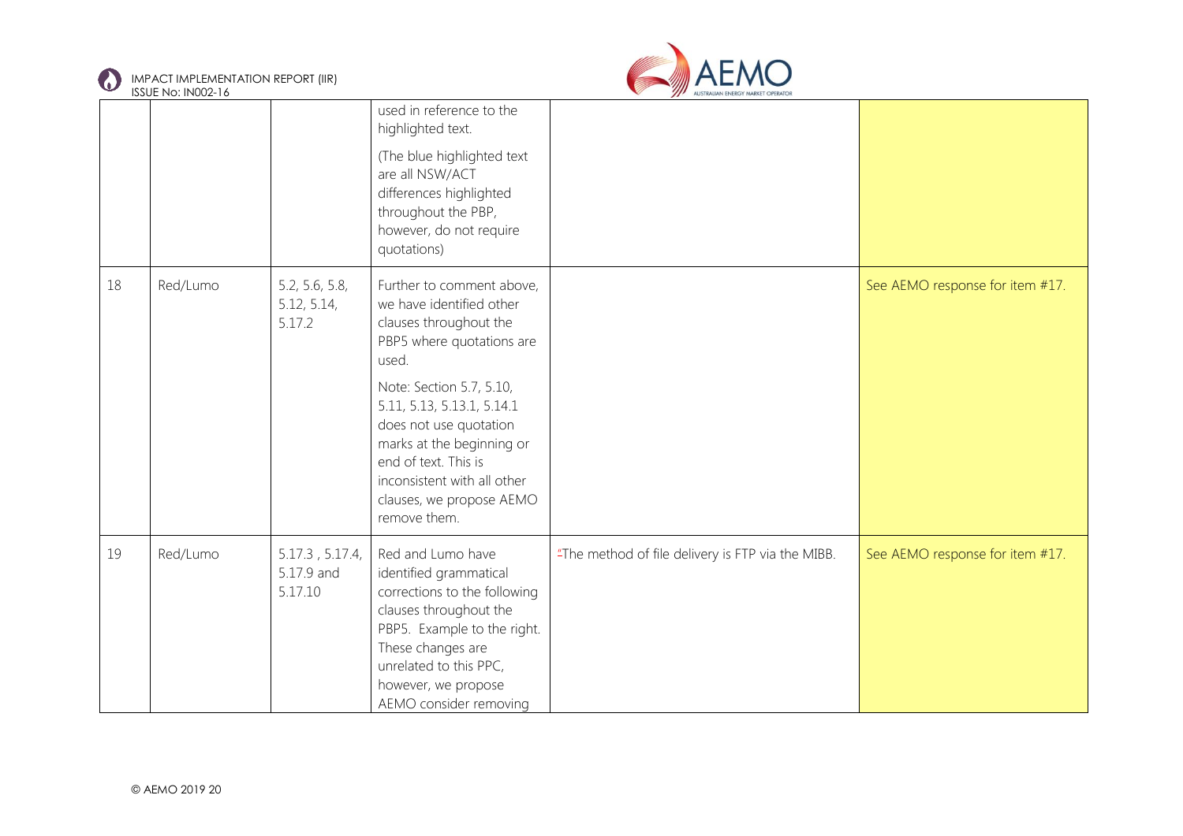| | | | | | |
|---|---|---|---|---|---|
| | | | used in reference to the highlighted text.<br><br>(The blue highlighted text are all NSW/ACT differences highlighted throughout the PBP, however, do not require quotations) | | |
| 18 | Red/Lumo | 5.2, 5.6, 5.8, 5.12, 5.14, 5.17.2 | Further to comment above, we have identified other clauses throughout the PBP5 where quotations are used.<br><br>Note: Section 5.7, 5.10, 5.11, 5.13, 5.13.1, 5.14.1 does not use quotation marks at the beginning or end of text. This is inconsistent with all other clauses, we propose AEMO remove them. | | See AEMO response for item #17. |
| 19 | Red/Lumo | 5.17.3 , 5.17.4, 5.17.9 and 5.17.10 | Red and Lumo have identified grammatical corrections to the following clauses throughout the PBP5. Example to the right. These changes are unrelated to this PPC, however, we propose AEMO consider removing | "The method of file delivery is FTP via the MIBB. | See AEMO response for item #17. |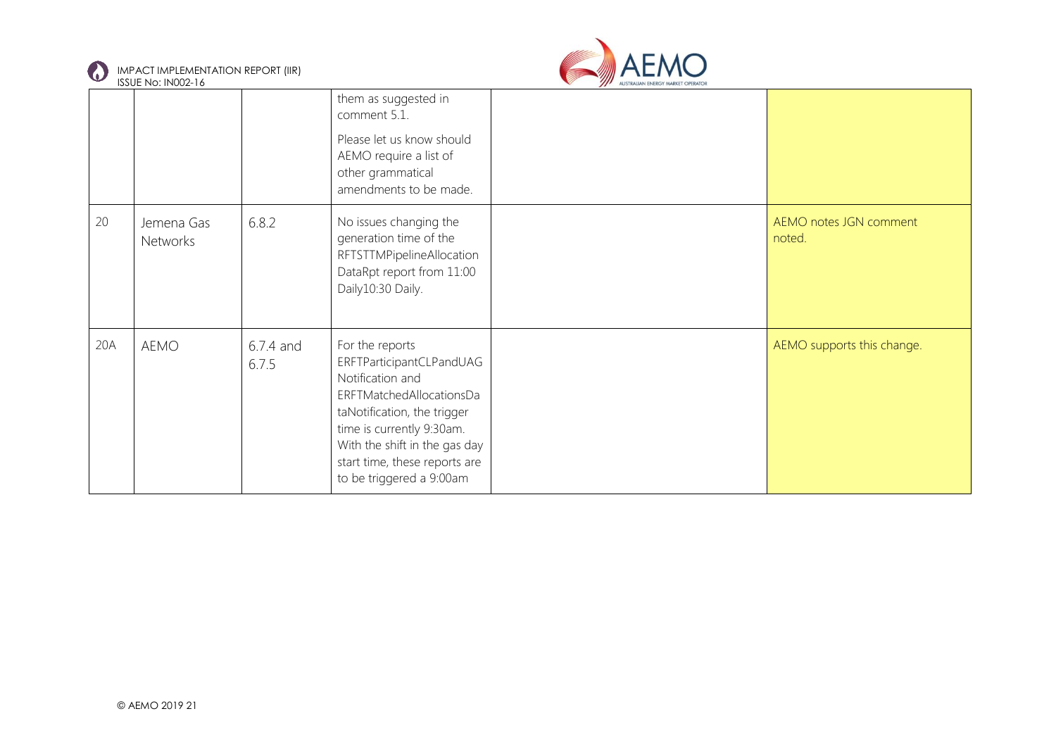| | | | them as suggested in comment 5.1.<br><br>Please let us know should AEMO require a list of other grammatical amendments to be made. | | |
|---|---|---|---|---|---|
| 20 | Jemena Gas Networks | 6.8.2 | No issues changing the generation time of the RFTSTTMPipelineAllocation DataRpt report from 11:00 Daily10:30 Daily. | | AEMO notes JGN comment noted. |
| 20A | AEMO | 6.7.4 and 6.7.5 | For the reports ERFTParticipantCLPandUAG Notification and ERFTMatchedAllocationsDataNotification, the trigger time is currently 9:30am. With the shift in the gas day start time, these reports are to be triggered a 9:00am | | AEMO supports this change. |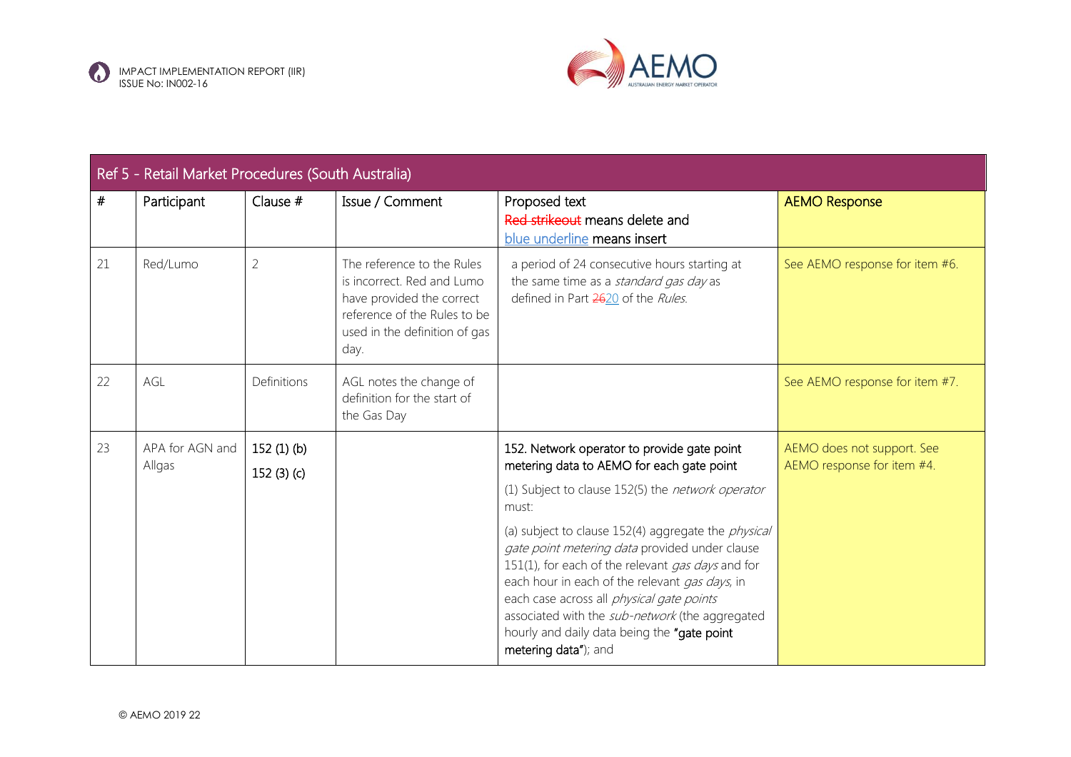| Ref 5 - Retail Market Procedures (South Australia) | | | | | |
|---|---|---|---|---|---|
| # | Participant | Clause # | Issue / Comment | Proposed text<br>~~Red strikeout~~ means delete and<br><u>blue underline</u> means insert | AEMO Response |
| 21 | Red/Lumo | 2 | The reference to the Rules is incorrect. Red and Lumo have provided the correct reference of the Rules to be used in the definition of gas day. | a period of 24 consecutive hours starting at the same time as a *standard gas day* as defined in Part ~~26~~<u>20</u> of the *Rules*. | See AEMO response for item #6. |
| 22 | AGL | Definitions | AGL notes the change of definition for the start of the Gas Day | | See AEMO response for item #7. |
| 23 | APA for AGN and Allgas | 152 (1) (b)<br>152 (3) (c) | | 152. Network operator to provide gate point metering data to AEMO for each gate point<br>(1) Subject to clause 152(5) the *network operator* must:<br>(a) subject to clause 152(4) aggregate the *physical gate point metering data* provided under clause 151(1), for each of the relevant *gas days* and for each hour in each of the relevant *gas days*, in each case across all *physical gate points* associated with the *sub-network* (the aggregated hourly and daily data being the **"gate point metering data"**); and | AEMO does not support. See AEMO response for item #4. |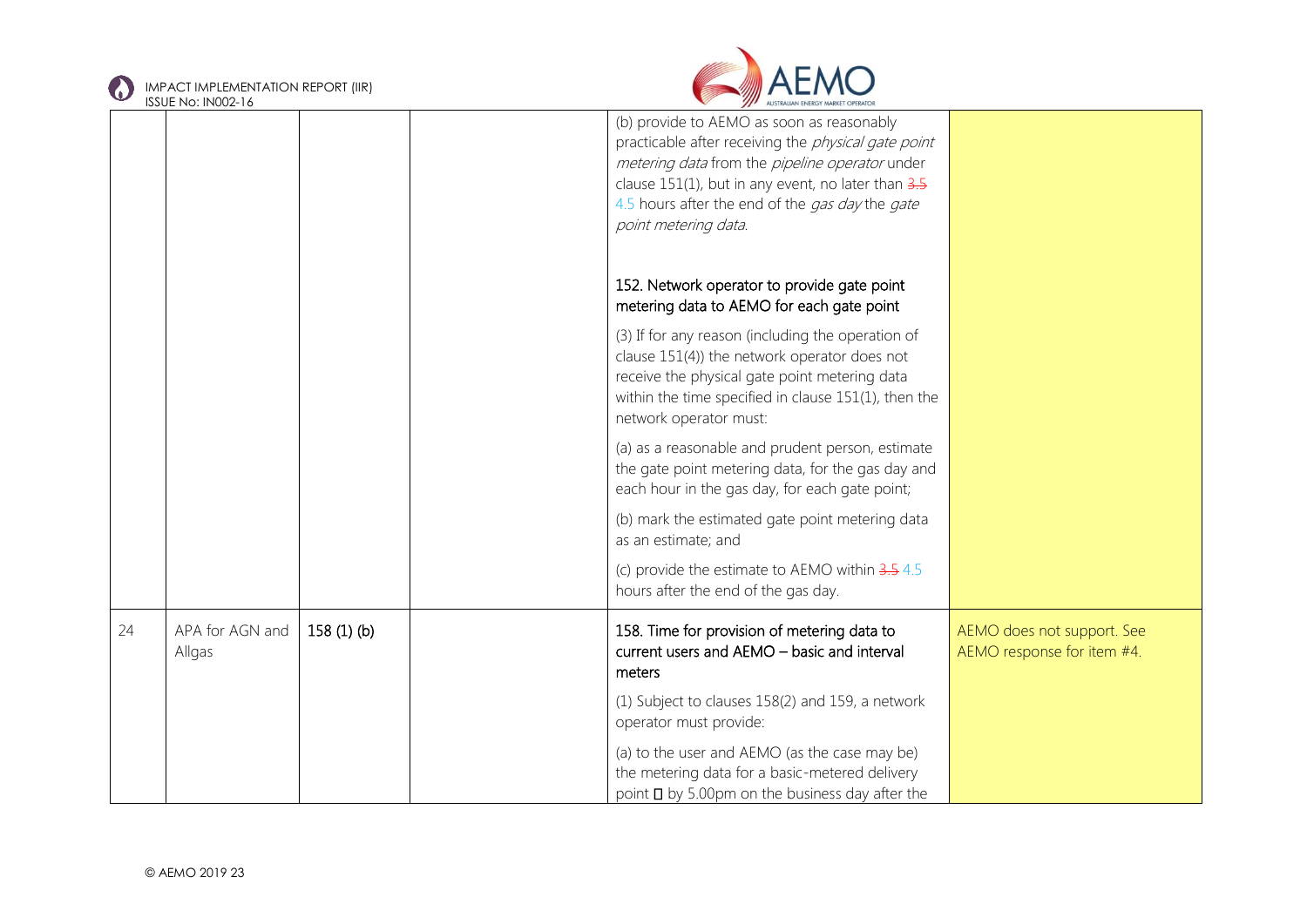| | | | | | |
|---|---|---|---|---|---|
| | | | | (b) provide to AEMO as soon as reasonably practicable after receiving the *physical gate point metering data* from the *pipeline operator* under clause 151(1), but in any event, no later than ~~3.5~~ 4.5 hours after the end of the *gas day* the *gate point metering data*.<br><br>152. Network operator to provide gate point metering data to AEMO for each gate point<br><br>(3) If for any reason (including the operation of clause 151(4)) the network operator does not receive the physical gate point metering data within the time specified in clause 151(1), then the network operator must:<br><br>(a) as a reasonable and prudent person, estimate the gate point metering data, for the gas day and each hour in the gas day, for each gate point;<br><br>(b) mark the estimated gate point metering data as an estimate; and<br><br>(c) provide the estimate to AEMO within ~~3.5~~ 4.5 hours after the end of the gas day. | |
| 24 | APA for AGN and Allgas | 158 (1) (b) | | 158. Time for provision of metering data to current users and AEMO – basic and interval meters<br><br>(1) Subject to clauses 158(2) and 159, a network operator must provide:<br><br>(a) to the user and AEMO (as the case may be) the metering data for a basic-metered delivery point  by 5.00pm on the business day after the | AEMO does not support. See AEMO response for item #4. |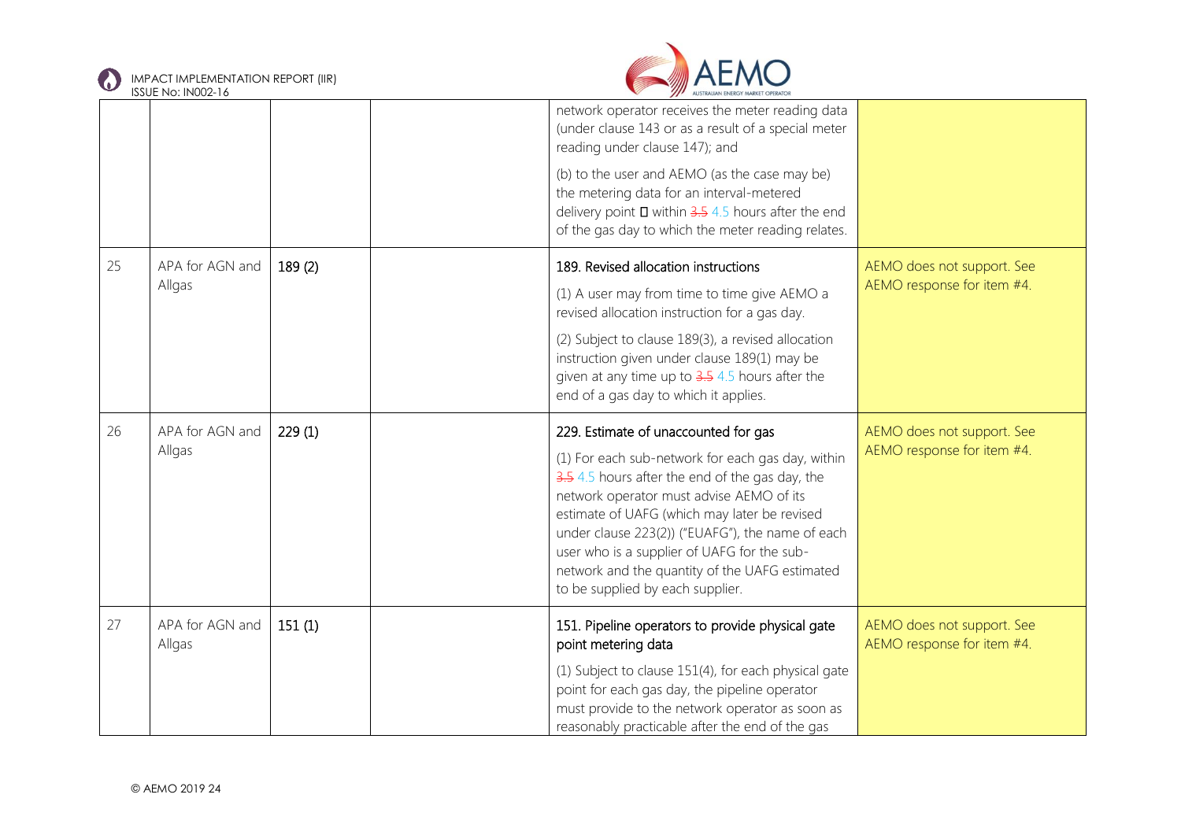| | | | | | |
|---|---|---|---|---|---|
| | | | | network operator receives the meter reading data (under clause 143 or as a result of a special meter reading under clause 147); and<br><br>(b) to the user and AEMO (as the case may be) the metering data for an interval-metered delivery point  within ~~3.5~~ 4.5 hours after the end of the gas day to which the meter reading relates. | |
| 25 | APA for AGN and Allgas | 189 (2) | | 189. Revised allocation instructions<br><br>(1) A user may from time to time give AEMO a revised allocation instruction for a gas day.<br><br>(2) Subject to clause 189(3), a revised allocation instruction given under clause 189(1) may be given at any time up to ~~3.5~~ 4.5 hours after the end of a gas day to which it applies. | AEMO does not support. See AEMO response for item #4. |
| 26 | APA for AGN and Allgas | 229 (1) | | 229. Estimate of unaccounted for gas<br><br>(1) For each sub-network for each gas day, within ~~3.5~~ 4.5 hours after the end of the gas day, the network operator must advise AEMO of its estimate of UAFG (which may later be revised under clause 223(2)) ("EUAFG"), the name of each user who is a supplier of UAFG for the sub-network and the quantity of the UAFG estimated to be supplied by each supplier. | AEMO does not support. See AEMO response for item #4. |
| 27 | APA for AGN and Allgas | 151 (1) | | 151. Pipeline operators to provide physical gate point metering data<br><br>(1) Subject to clause 151(4), for each physical gate point for each gas day, the pipeline operator must provide to the network operator as soon as reasonably practicable after the end of the gas | AEMO does not support. See AEMO response for item #4. |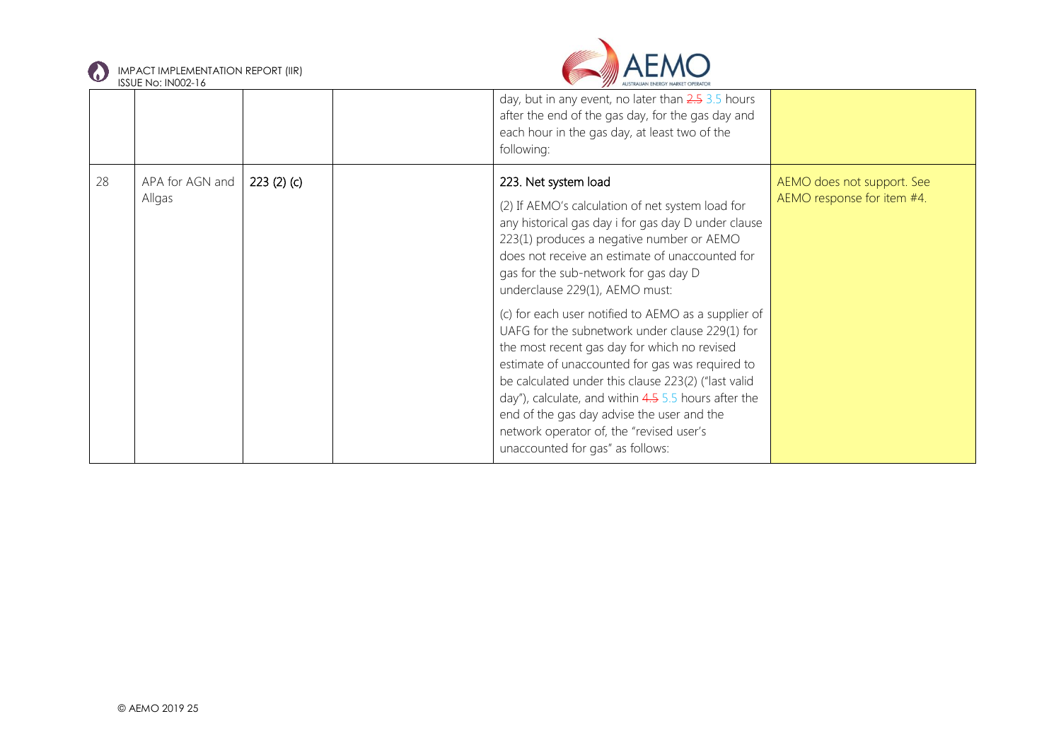| | | | | | |
|---|---|---|---|---|---|
| | | | | day, but in any event, no later than ~~2.5~~ 3.5 hours after the end of the gas day, for the gas day and each hour in the gas day, at least two of the following: | |
| 28 | APA for AGN and Allgas | 223 (2) (c) | | 223. Net system load<br><br>(2) If AEMO's calculation of net system load for any historical gas day i for gas day D under clause 223(1) produces a negative number or AEMO does not receive an estimate of unaccounted for gas for the sub-network for gas day D underclause 229(1), AEMO must:<br><br>(c) for each user notified to AEMO as a supplier of UAFG for the subnetwork under clause 229(1) for the most recent gas day for which no revised estimate of unaccounted for gas was required to be calculated under this clause 223(2) ("last valid day"), calculate, and within ~~4.5~~ 5.5 hours after the end of the gas day advise the user and the network operator of, the "revised user's unaccounted for gas" as follows: | AEMO does not support. See AEMO response for item #4. |